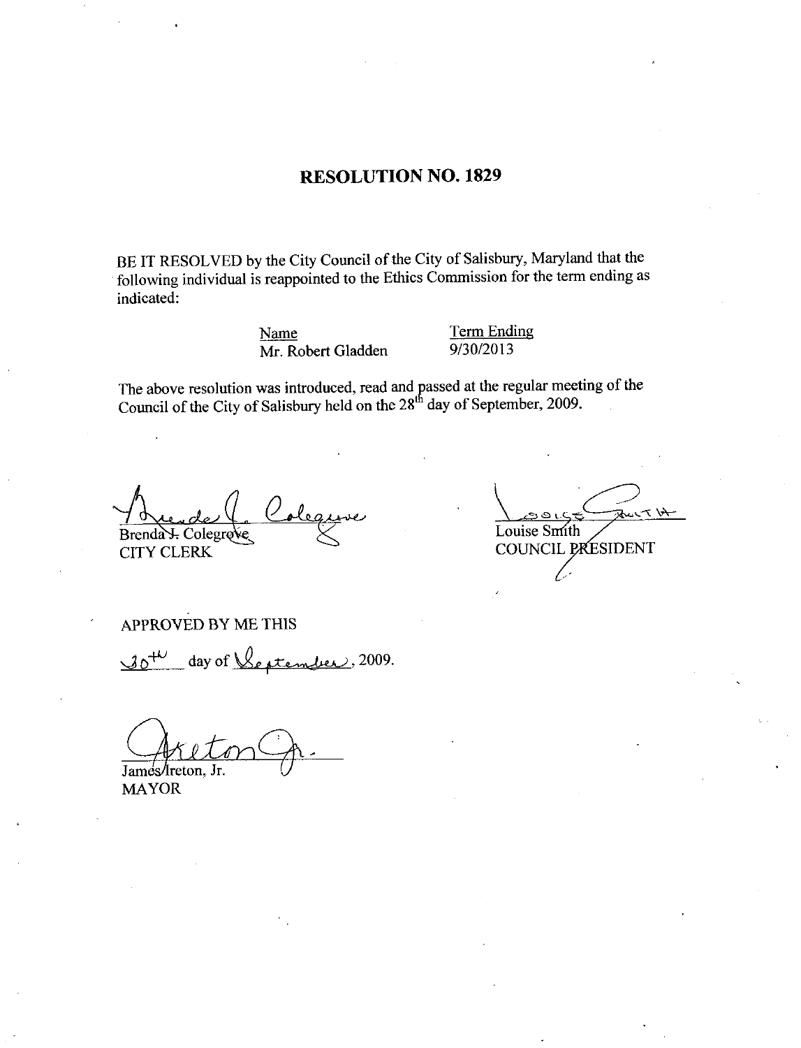# RESOLUTION NO. 1829

BE IT RESOLVED by the City Council of the City of Salisbury, Maryland that the following individual is reappointed to the Ethics Commission for the term ending as indicated:

| Name | Term Ending |
| --- | --- |
| Mr. Robert Gladden | 9/30/2013 |

The above resolution was introduced, read and passed at the regular meeting of the Council of the City of Salisbury held on the 28th day of September, 2009.

Brenda J. Colegrove
CITY CLERK

Louise Smith
COUNCIL PRESIDENT

APPROVED BY ME THIS

30th day of September, 2009.

James Ireton, Jr.
MAYOR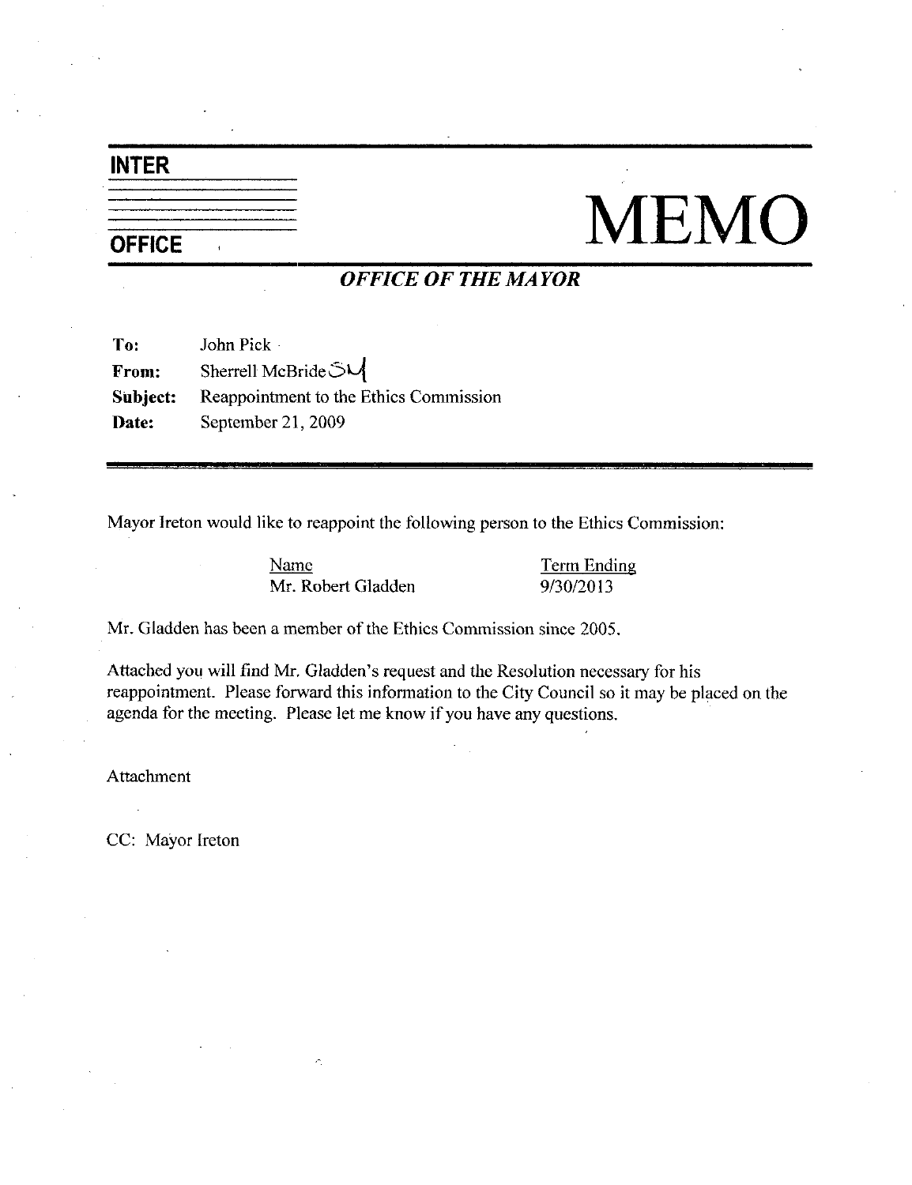**INTER**

**OFFICE**

# MEMO

***OFFICE OF THE MAYOR***

**To:** John Pick
**From:** Sherrell McBride SM
**Subject:** Reappointment to the Ethics Commission
**Date:** September 21, 2009

Mayor Ireton would like to reappoint the following person to the Ethics Commission:

| Name | Term Ending |
|---|---|
| Mr. Robert Gladden | 9/30/2013 |

Mr. Gladden has been a member of the Ethics Commission since 2005.

Attached you will find Mr. Gladden's request and the Resolution necessary for his reappointment. Please forward this information to the City Council so it may be placed on the agenda for the meeting. Please let me know if you have any questions.

Attachment

CC: Mayor Ireton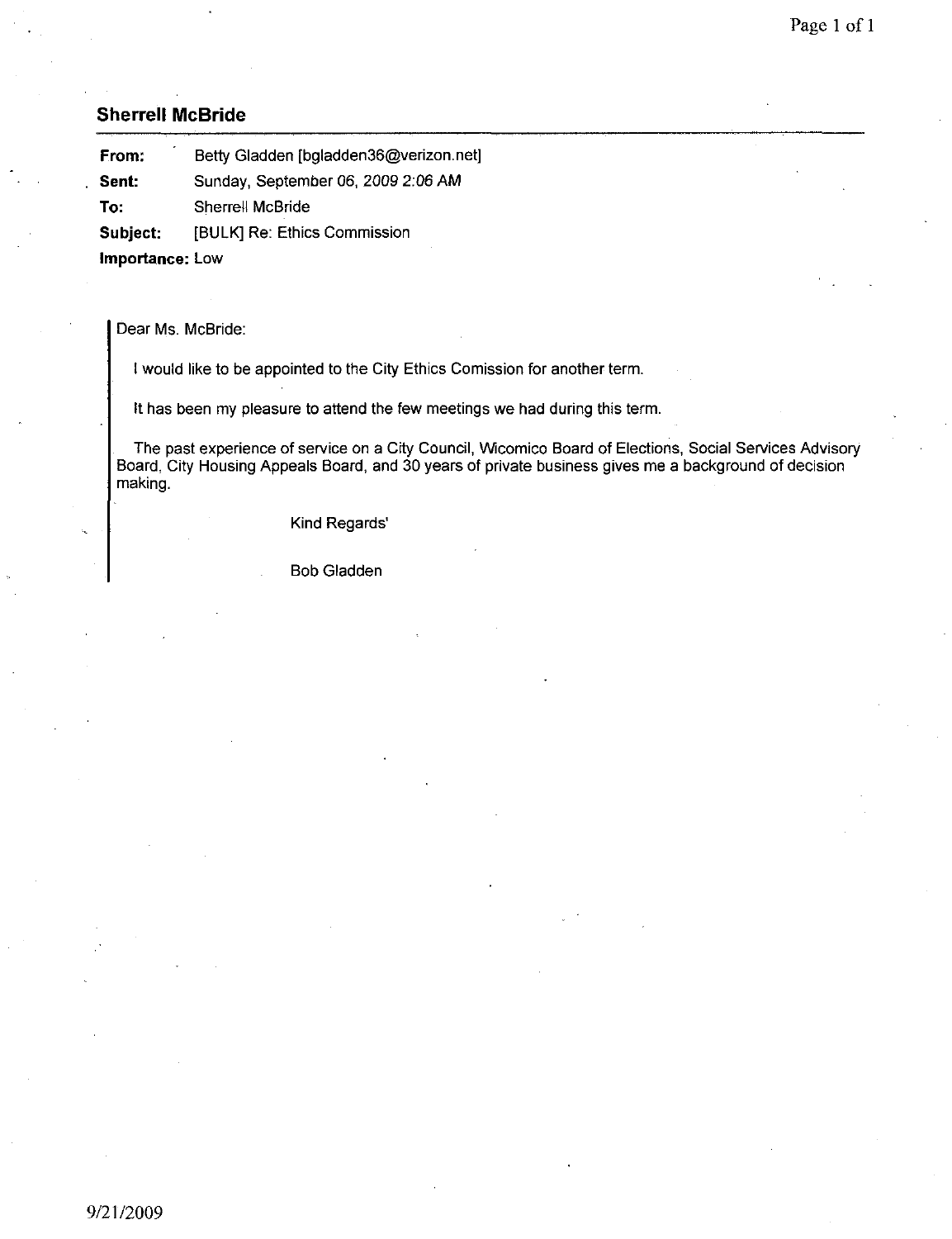## Sherrell McBride

| | |
|---|---|
| **From:** | Betty Gladden [bgladden36@verizon.net] |
| **Sent:** | Sunday, September 06, 2009 2:06 AM |
| **To:** | Sherrell McBride |
| **Subject:** | [BULK] Re: Ethics Commission |
| **Importance:** | Low |

Dear Ms. McBride:

I would like to be appointed to the City Ethics Comission for another term.

It has been my pleasure to attend the few meetings we had during this term.

The past experience of service on a City Council, Wicomico Board of Elections, Social Services Advisory Board, City Housing Appeals Board, and 30 years of private business gives me a background of decision making.

Kind Regards'

Bob Gladden

9/21/2009